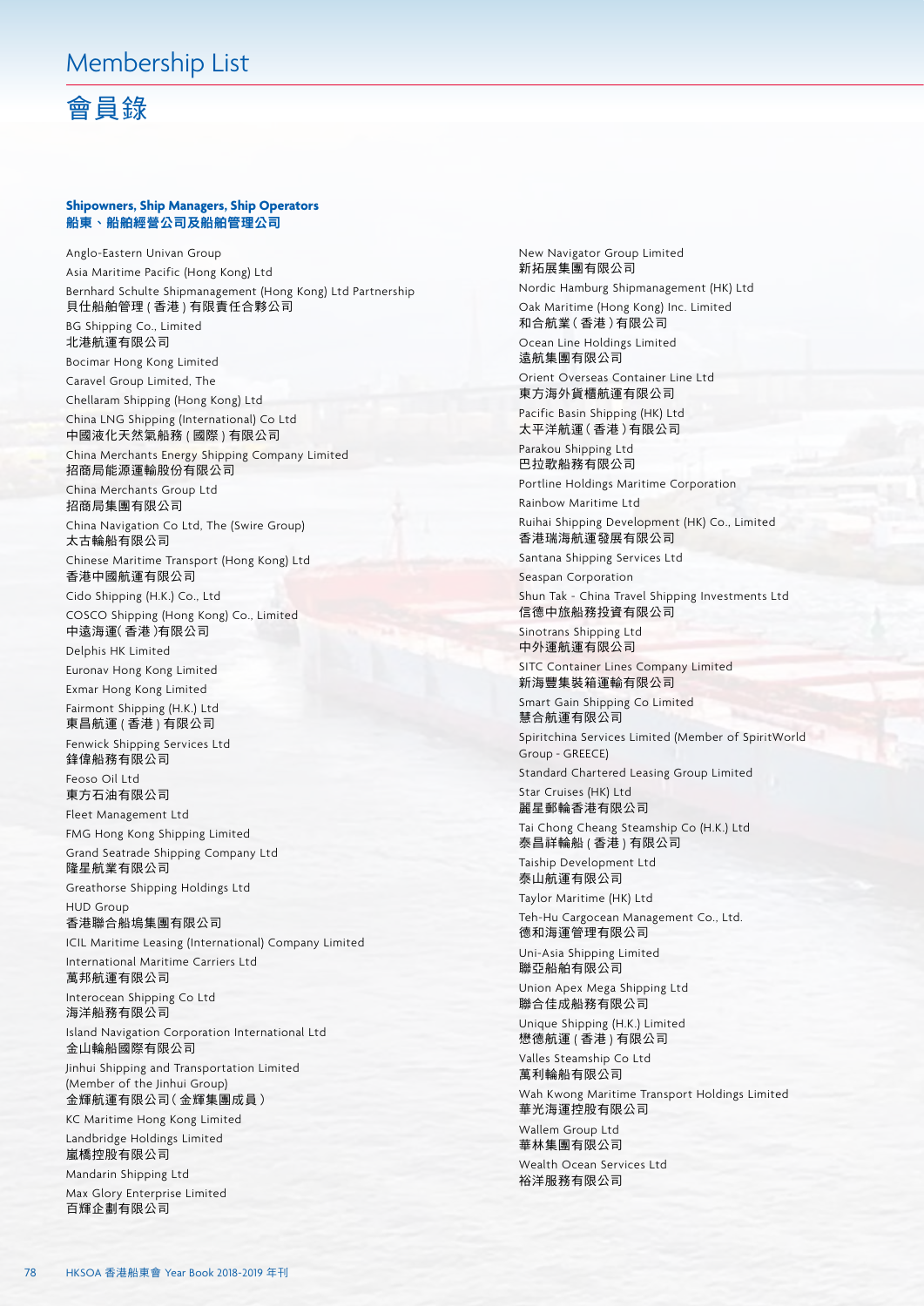# Membership List

# 會員錄

### **Shipowners, Ship Managers, Ship Operators**
### **船東、船舶經營公司及船舶管理公司**

Anglo-Eastern Univan Group

Asia Maritime Pacific (Hong Kong) Ltd

Bernhard Schulte Shipmanagement (Hong Kong) Ltd Partnership
貝仕船舶管理 ( 香港 ) 有限責任合夥公司

BG Shipping Co., Limited
北港航運有限公司

Bocimar Hong Kong Limited

Caravel Group Limited, The

Chellaram Shipping (Hong Kong) Ltd

China LNG Shipping (International) Co Ltd
中國液化天然氣船務 ( 國際 ) 有限公司

China Merchants Energy Shipping Company Limited
招商局能源運輸股份有限公司

China Merchants Group Ltd
招商局集團有限公司

China Navigation Co Ltd, The (Swire Group)
太古輪船有限公司

Chinese Maritime Transport (Hong Kong) Ltd
香港中國航運有限公司

Cido Shipping (H.K.) Co., Ltd

COSCO Shipping (Hong Kong) Co., Limited
中遠海運( 香港 )有限公司

Delphis HK Limited

Euronav Hong Kong Limited

Exmar Hong Kong Limited

Fairmont Shipping (H.K.) Ltd
東昌航運 ( 香港 ) 有限公司

Fenwick Shipping Services Ltd
鋒偉船務有限公司

Feoso Oil Ltd
東方石油有限公司

Fleet Management Ltd

FMG Hong Kong Shipping Limited

Grand Seatrade Shipping Company Ltd
隆星航業有限公司

Greathorse Shipping Holdings Ltd

HUD Group
香港聯合船塢集團有限公司

ICIL Maritime Leasing (International) Company Limited

International Maritime Carriers Ltd
萬邦航運有限公司

Interocean Shipping Co Ltd
海洋船務有限公司

Island Navigation Corporation International Ltd
金山輪船國際有限公司

Jinhui Shipping and Transportation Limited
(Member of the Jinhui Group)
金輝航運有限公司 ( 金輝集團成員 )

KC Maritime Hong Kong Limited

Landbridge Holdings Limited
嵐橋控股有限公司

Mandarin Shipping Ltd

Max Glory Enterprise Limited
百輝企劃有限公司

New Navigator Group Limited
新拓展集團有限公司

Nordic Hamburg Shipmanagement (HK) Ltd

Oak Maritime (Hong Kong) Inc. Limited
和合航業 ( 香港 ) 有限公司

Ocean Line Holdings Limited
遠航集團有限公司

Orient Overseas Container Line Ltd
東方海外貨櫃航運有限公司

Pacific Basin Shipping (HK) Ltd
太平洋航運 ( 香港 ) 有限公司

Parakou Shipping Ltd
巴拉歌船務有限公司

Portline Holdings Maritime Corporation

Rainbow Maritime Ltd

Ruihai Shipping Development (HK) Co., Limited
香港瑞海航運發展有限公司

Santana Shipping Services Ltd

Seaspan Corporation

Shun Tak - China Travel Shipping Investments Ltd
信德中旅船務投資有限公司

Sinotrans Shipping Ltd
中外運航運有限公司

SITC Container Lines Company Limited
新海豐集裝箱運輸有限公司

Smart Gain Shipping Co Limited
慧合航運有限公司

Spiritchina Services Limited (Member of SpiritWorld Group - GREECE)

Standard Chartered Leasing Group Limited

Star Cruises (HK) Ltd
麗星郵輪香港有限公司

Tai Chong Cheang Steamship Co (H.K.) Ltd
泰昌祥輪船 ( 香港 ) 有限公司

Taiship Development Ltd
泰山航運有限公司

Taylor Maritime (HK) Ltd

Teh-Hu Cargocean Management Co., Ltd.
德和海運管理有限公司

Uni-Asia Shipping Limited
聯亞船舶有限公司

Union Apex Mega Shipping Ltd
聯合佳成船務有限公司

Unique Shipping (H.K.) Limited
懋德航運 ( 香港 ) 有限公司

Valles Steamship Co Ltd
萬利輪船有限公司

Wah Kwong Maritime Transport Holdings Limited
華光海運控股有限公司

Wallem Group Ltd
華林集團有限公司

Wealth Ocean Services Ltd
裕洋服務有限公司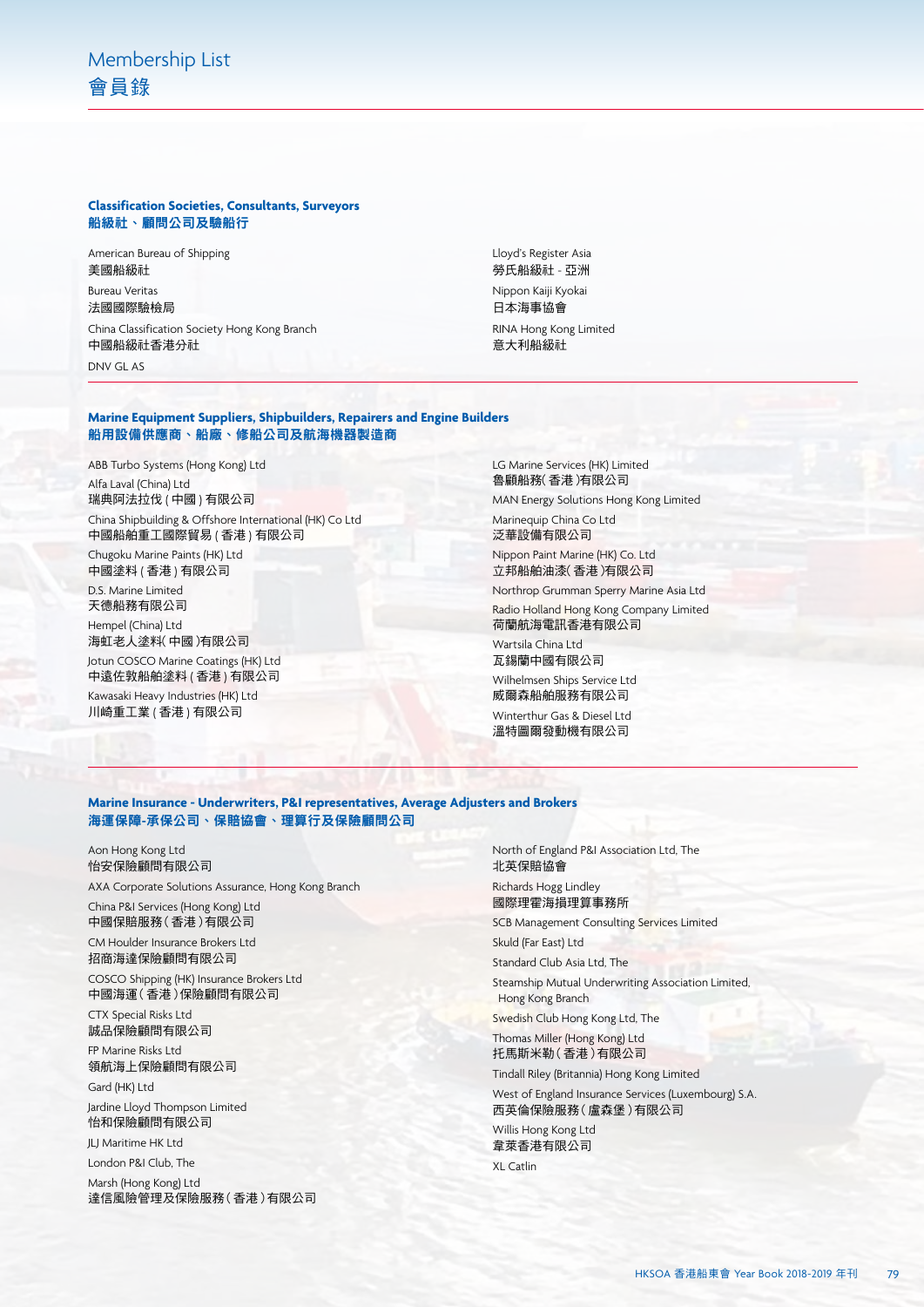# Membership List
# 會員錄

## Classification Societies, Consultants, Surveyors
## 船級社、顧問公司及驗船行

American Bureau of Shipping
美國船級社

Bureau Veritas
法國國際驗檢局

China Classification Society Hong Kong Branch
中國船級社香港分社

DNV GL AS

Lloyd's Register Asia
勞氏船級社 - 亞洲

Nippon Kaiji Kyokai
日本海事協會

RINA Hong Kong Limited
意大利船級社

## Marine Equipment Suppliers, Shipbuilders, Repairers and Engine Builders
## 船用設備供應商、船廠、修船公司及航海機器製造商

ABB Turbo Systems (Hong Kong) Ltd

Alfa Laval (China) Ltd
瑞典阿法拉伐 ( 中國 ) 有限公司

China Shipbuilding & Offshore International (HK) Co Ltd
中國船舶重工國際貿易 ( 香港 ) 有限公司

Chugoku Marine Paints (HK) Ltd
中國塗料 ( 香港 ) 有限公司

D.S. Marine Limited
天德船務有限公司

Hempel (China) Ltd
海虹老人塗料( 中國 )有限公司

Jotun COSCO Marine Coatings (HK) Ltd
中遠佐敦船舶塗料 ( 香港 ) 有限公司

Kawasaki Heavy Industries (HK) Ltd
川崎重工業 ( 香港 ) 有限公司

LG Marine Services (HK) Limited
魯顧船務( 香港 )有限公司

MAN Energy Solutions Hong Kong Limited

Marinequip China Co Ltd
泛華設備有限公司

Nippon Paint Marine (HK) Co. Ltd
立邦船舶油漆( 香港 )有限公司

Northrop Grumman Sperry Marine Asia Ltd

Radio Holland Hong Kong Company Limited
荷蘭航海電訊香港有限公司

Wartsila China Ltd
瓦錫蘭中國有限公司

Wilhelmsen Ships Service Ltd
威爾森船舶服務有限公司

Winterthur Gas & Diesel Ltd
溫特圖爾發動機有限公司

## Marine Insurance - Underwriters, P&I representatives, Average Adjusters and Brokers
## 海運保障-承保公司、保賠協會、理算行及保險顧問公司

Aon Hong Kong Ltd
怡安保險顧問有限公司

AXA Corporate Solutions Assurance, Hong Kong Branch

China P&I Services (Hong Kong) Ltd
中國保賠服務 ( 香港 ) 有限公司

CM Houlder Insurance Brokers Ltd
招商海達保險顧問有限公司

COSCO Shipping (HK) Insurance Brokers Ltd
中國海運 ( 香港 ) 保險顧問有限公司

CTX Special Risks Ltd
誠品保險顧問有限公司

FP Marine Risks Ltd
領航海上保險顧問有限公司

Gard (HK) Ltd

Jardine Lloyd Thompson Limited
怡和保險顧問有限公司

JLJ Maritime HK Ltd

London P&I Club, The

Marsh (Hong Kong) Ltd
達信風險管理及保險服務 ( 香港 ) 有限公司

North of England P&I Association Ltd, The
北英保賠協會

Richards Hogg Lindley
國際理霍海損理算事務所

SCB Management Consulting Services Limited

Skuld (Far East) Ltd

Standard Club Asia Ltd, The

Steamship Mutual Underwriting Association Limited, Hong Kong Branch

Swedish Club Hong Kong Ltd, The

Thomas Miller (Hong Kong) Ltd
托馬斯米勒 ( 香港 ) 有限公司

Tindall Riley (Britannia) Hong Kong Limited

West of England Insurance Services (Luxembourg) S.A.
西英倫保險服務 ( 盧森堡 ) 有限公司

Willis Hong Kong Ltd
韋萊香港有限公司

XL Catlin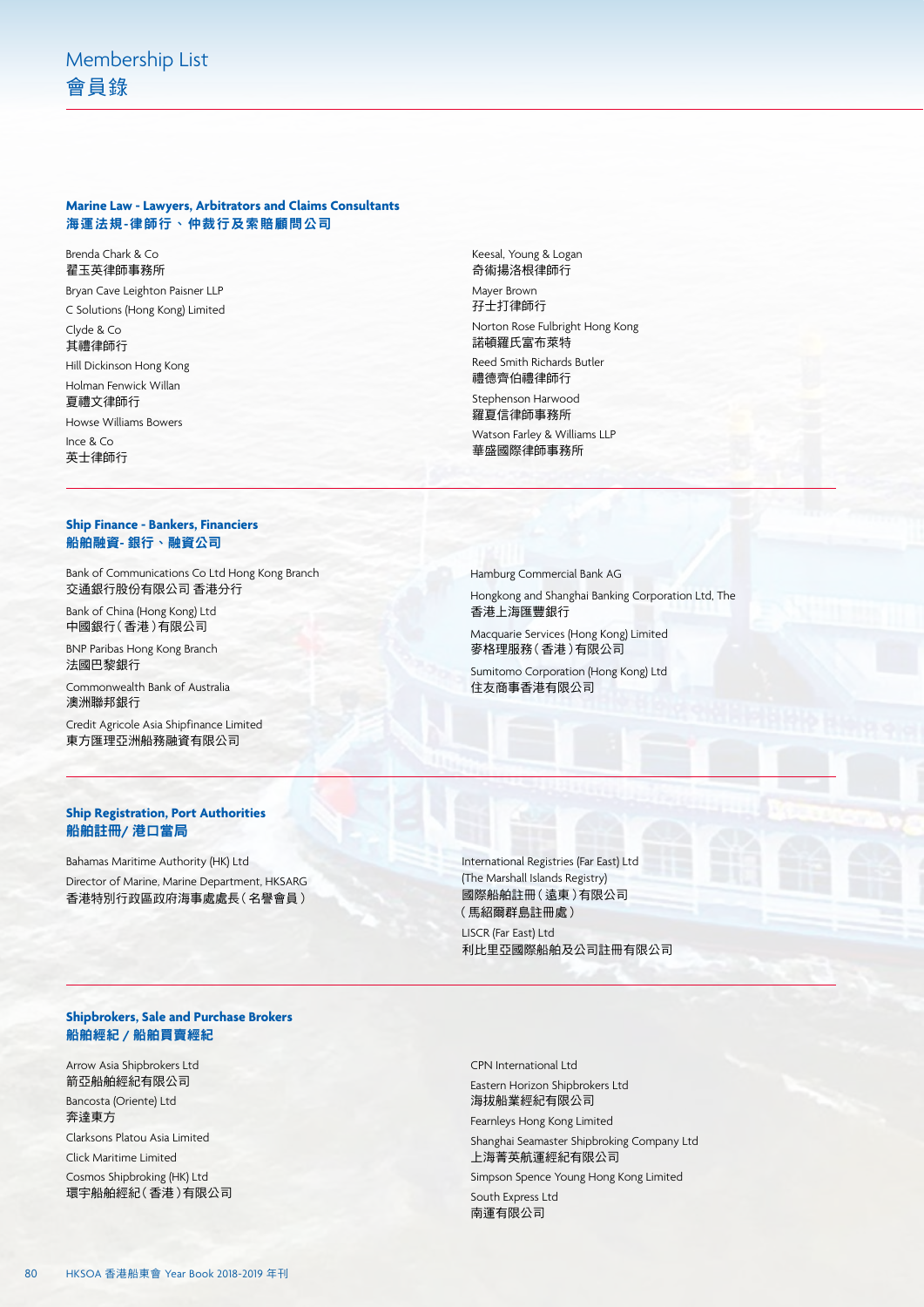# Membership List
# 會員錄

## Marine Law - Lawyers, Arbitrators and Claims Consultants
## 海運法規-律師行 、 仲裁行及索賠顧問公司

Brenda Chark & Co
翟玉英律師事務所

Bryan Cave Leighton Paisner LLP

C Solutions (Hong Kong) Limited

Clyde & Co
其禮律師行

Hill Dickinson Hong Kong

Holman Fenwick Willan
夏禮文律師行

Howse Williams Bowers

Ince & Co
英士律師行

Keesal, Young & Logan
奇術揚洛根律師行

Mayer Brown
孖士打律師行

Norton Rose Fulbright Hong Kong
諾頓羅氏富布萊特

Reed Smith Richards Butler
禮德齊伯禮律師行

Stephenson Harwood
羅夏信律師事務所

Watson Farley & Williams LLP
華盛國際律師事務所

## Ship Finance - Bankers, Financiers
## 船舶融資- 銀行 、融資公司

Bank of Communications Co Ltd Hong Kong Branch
交通銀行股份有限公司 香港分行

Bank of China (Hong Kong) Ltd
中國銀行（香港）有限公司

BNP Paribas Hong Kong Branch
法國巴黎銀行

Commonwealth Bank of Australia
澳洲聯邦銀行

Credit Agricole Asia Shipfinance Limited
東方匯理亞洲船務融資有限公司

Hamburg Commercial Bank AG

Hongkong and Shanghai Banking Corporation Ltd, The
香港上海匯豐銀行

Macquarie Services (Hong Kong) Limited
麥格理服務（香港）有限公司

Sumitomo Corporation (Hong Kong) Ltd
住友商事香港有限公司

## Ship Registration, Port Authorities
## 船舶註冊/ 港口當局

Bahamas Maritime Authority (HK) Ltd

Director of Marine, Marine Department, HKSARG
香港特別行政區政府海事處處長（名譽會員）

International Registries (Far East) Ltd
(The Marshall Islands Registry)
國際船舶註冊（遠東）有限公司
（馬紹爾群島註冊處）

LISCR (Far East) Ltd
利比里亞國際船舶及公司註冊有限公司

## Shipbrokers, Sale and Purchase Brokers
## 船舶經紀 / 船舶買賣經紀

Arrow Asia Shipbrokers Ltd
箭亞船舶經紀有限公司

Bancosta (Oriente) Ltd
奔達東方

Clarksons Platou Asia Limited

Click Maritime Limited

Cosmos Shipbroking (HK) Ltd
環宇船舶經紀（香港）有限公司

CPN International Ltd

Eastern Horizon Shipbrokers Ltd
海拔船業經紀有限公司

Fearnleys Hong Kong Limited

Shanghai Seamaster Shipbroking Company Ltd
上海菁英航運經紀有限公司

Simpson Spence Young Hong Kong Limited

South Express Ltd
南運有限公司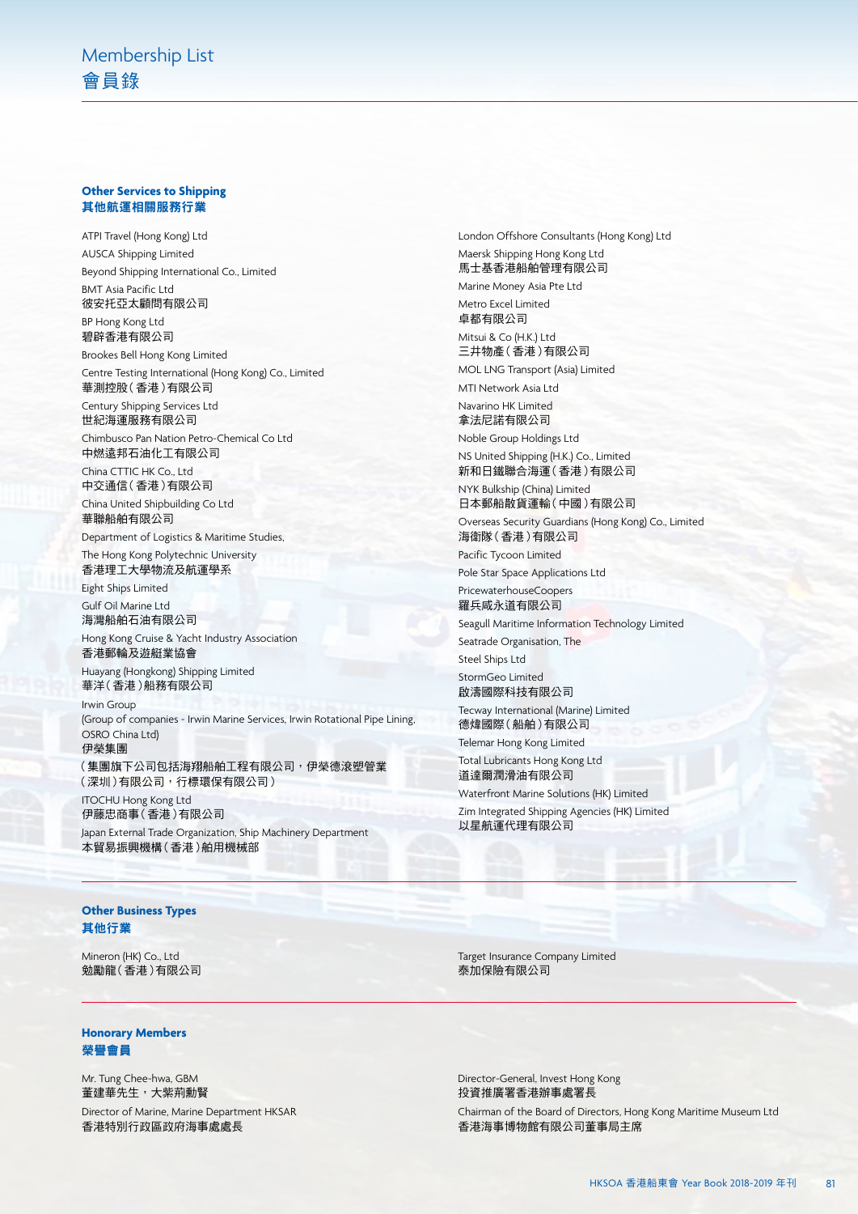# Membership List
# 會員錄

## Other Services to Shipping
## 其他航運相關服務行業

ATPI Travel (Hong Kong) Ltd

AUSCA Shipping Limited

Beyond Shipping International Co., Limited

BMT Asia Pacific Ltd
彼安托亞太顧問有限公司

BP Hong Kong Ltd
碧辟香港有限公司

Brookes Bell Hong Kong Limited

Centre Testing International (Hong Kong) Co., Limited
華測控股（香港）有限公司

Century Shipping Services Ltd
世紀海運服務有限公司

Chimbusco Pan Nation Petro-Chemical Co Ltd
中燃遠邦石油化工有限公司

China CTTIC HK Co., Ltd
中交通信（香港）有限公司

China United Shipbuilding Co Ltd
華聯船舶有限公司

Department of Logistics & Maritime Studies,
The Hong Kong Polytechnic University
香港理工大學物流及航運學系

Eight Ships Limited

Gulf Oil Marine Ltd
海灣船舶石油有限公司

Hong Kong Cruise & Yacht Industry Association
香港郵輪及遊艇業協會

Huayang (Hongkong) Shipping Limited
華洋（香港）船務有限公司

Irwin Group
(Group of companies - Irwin Marine Services, Irwin Rotational Pipe Lining, OSRO China Ltd)
伊榮集團
（集團旗下公司包括海翔船舶工程有限公司，伊榮德滾塑管業（深圳）有限公司，行標環保有限公司）

ITOCHU Hong Kong Ltd
伊藤忠商事（香港）有限公司

Japan External Trade Organization, Ship Machinery Department
本貿易振興機構（香港）舶用機械部

London Offshore Consultants (Hong Kong) Ltd

Maersk Shipping Hong Kong Ltd
馬士基香港船舶管理有限公司

Marine Money Asia Pte Ltd

Metro Excel Limited
卓都有限公司

Mitsui & Co (H.K.) Ltd
三井物產（香港）有限公司

MOL LNG Transport (Asia) Limited

MTI Network Asia Ltd

Navarino HK Limited
拿法尼諾有限公司

Noble Group Holdings Ltd

NS United Shipping (H.K.) Co., Limited
新和日鐵聯合海運（香港）有限公司

NYK Bulkship (China) Limited
日本郵船散貨運輸（中國）有限公司

Overseas Security Guardians (Hong Kong) Co., Limited
海衛隊（香港）有限公司

Pacific Tycoon Limited

Pole Star Space Applications Ltd

PricewaterhouseCoopers
羅兵咸永道有限公司

Seagull Maritime Information Technology Limited

Seatrade Organisation, The

Steel Ships Ltd

StormGeo Limited
啟濤國際科技有限公司

Tecway International (Marine) Limited
德煒國際（船舶）有限公司

Telemar Hong Kong Limited

Total Lubricants Hong Kong Ltd
道達爾潤滑油有限公司

Waterfront Marine Solutions (HK) Limited

Zim Integrated Shipping Agencies (HK) Limited
以星航運代理有限公司

## Other Business Types
## 其他行業

Mineron (HK) Co., Ltd
勁勵龍（香港）有限公司

Target Insurance Company Limited
泰加保險有限公司

## Honorary Members
## 榮譽會員

Mr. Tung Chee-hwa, GBM
董建華先生，大紫荊勳賢

Director of Marine, Marine Department HKSAR
香港特別行政區政府海事處處長

Director-General, Invest Hong Kong
投資推廣署香港辦事處署長

Chairman of the Board of Directors, Hong Kong Maritime Museum Ltd
香港海事博物館有限公司董事局主席